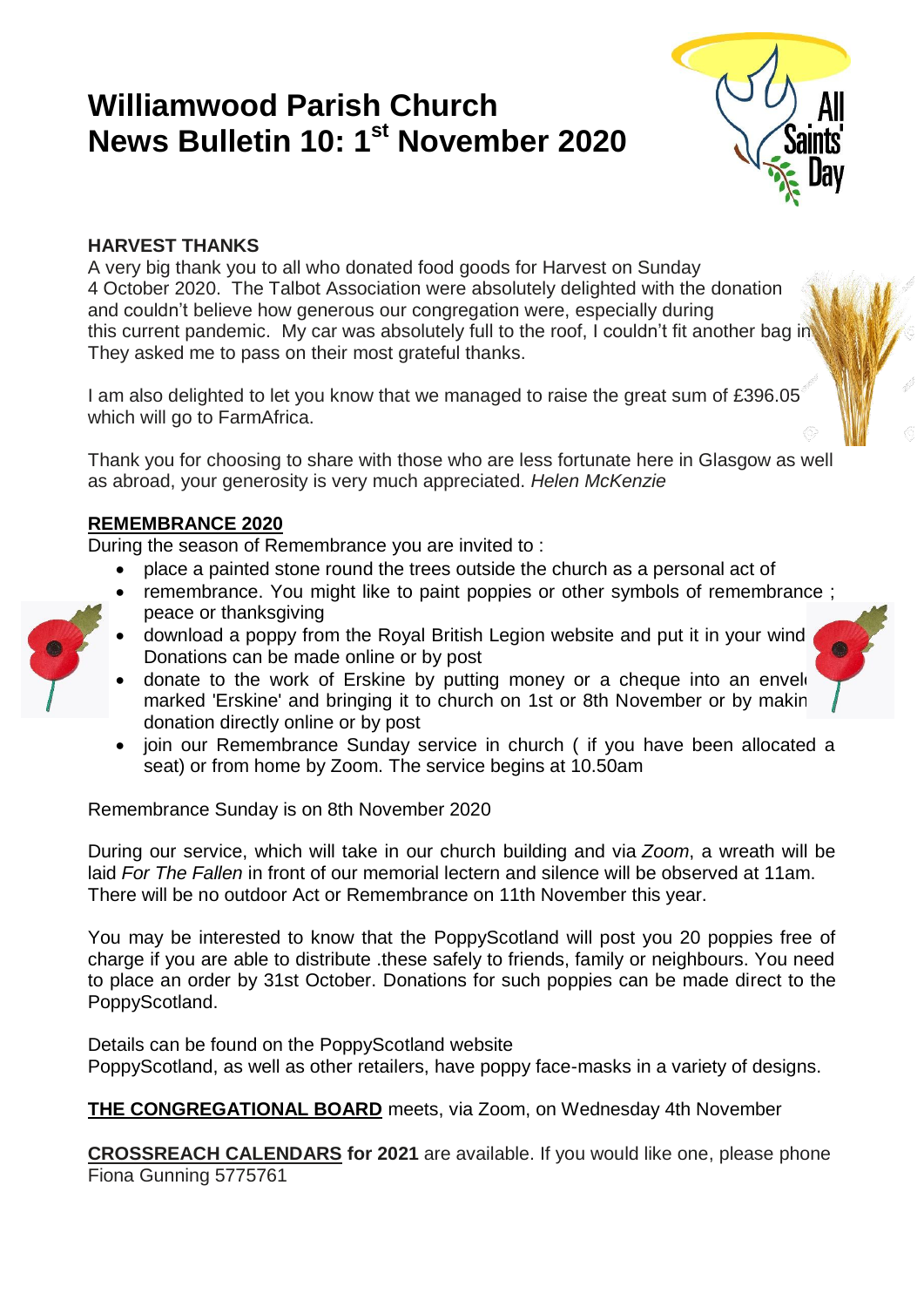# Williamwood Parish Church
# News Bulletin 10: 1st November 2020

**HARVEST THANKS**
A very big thank you to all who donated food goods for Harvest on Sunday 4 October 2020. The Talbot Association were absolutely delighted with the donation and couldn't believe how generous our congregation were, especially during this current pandemic. My car was absolutely full to the roof, I couldn't fit another bag in They asked me to pass on their most grateful thanks.

I am also delighted to let you know that we managed to raise the great sum of £396.05 which will go to FarmAfrica.

Thank you for choosing to share with those who are less fortunate here in Glasgow as well as abroad, your generosity is very much appreciated. *Helen McKenzie*

**REMEMBRANCE 2020**
During the season of Remembrance you are invited to :

- place a painted stone round the trees outside the church as a personal act of
- remembrance. You might like to paint poppies or other symbols of remembrance ; peace or thanksgiving
- download a poppy from the Royal British Legion website and put it in your wind Donations can be made online or by post
- donate to the work of Erskine by putting money or a cheque into an envel marked 'Erskine' and bringing it to church on 1st or 8th November or by makin donation directly online or by post
- join our Remembrance Sunday service in church ( if you have been allocated a seat) or from home by Zoom. The service begins at 10.50am

Remembrance Sunday is on 8th November 2020

During our service, which will take in our church building and via *Zoom*, a wreath will be laid *For The Fallen* in front of our memorial lectern and silence will be observed at 11am. There will be no outdoor Act or Remembrance on 11th November this year.

You may be interested to know that the PoppyScotland will post you 20 poppies free of charge if you are able to distribute .these safely to friends, family or neighbours. You need to place an order by 31st October. Donations for such poppies can be made direct to the PoppyScotland.

Details can be found on the PoppyScotland website
PoppyScotland, as well as other retailers, have poppy face-masks in a variety of designs.

**THE CONGREGATIONAL BOARD** meets, via Zoom, on Wednesday 4th November

**CROSSREACH CALENDARS for 2021** are available. If you would like one, please phone Fiona Gunning 5775761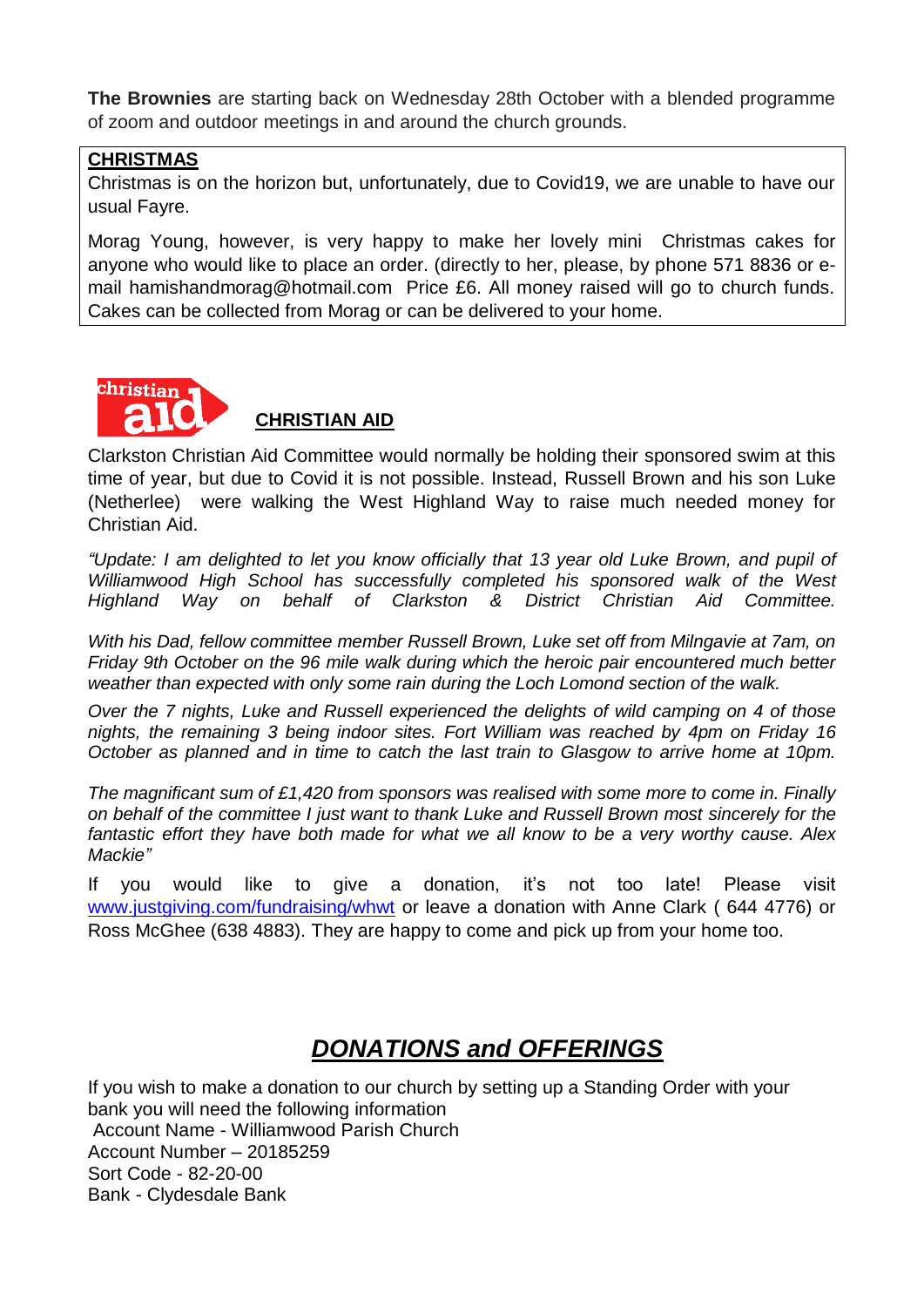**The Brownies** are starting back on Wednesday 28th October with a blended programme of zoom and outdoor meetings in and around the church grounds.

**CHRISTMAS**

Christmas is on the horizon but, unfortunately, due to Covid19, we are unable to have our usual Fayre.

Morag Young, however, is very happy to make her lovely mini Christmas cakes for anyone who would like to place an order. (directly to her, please, by phone 571 8836 or e-mail hamishandmorag@hotmail.com Price £6. All money raised will go to church funds. Cakes can be collected from Morag or can be delivered to your home.

## CHRISTIAN AID

Clarkston Christian Aid Committee would normally be holding their sponsored swim at this time of year, but due to Covid it is not possible. Instead, Russell Brown and his son Luke (Netherlee) were walking the West Highland Way to raise much needed money for Christian Aid.

*"Update: I am delighted to let you know officially that 13 year old Luke Brown, and pupil of Williamwood High School has successfully completed his sponsored walk of the West Highland Way on behalf of Clarkston & District Christian Aid Committee.*

*With his Dad, fellow committee member Russell Brown, Luke set off from Milngavie at 7am, on Friday 9th October on the 96 mile walk during which the heroic pair encountered much better weather than expected with only some rain during the Loch Lomond section of the walk.*

*Over the 7 nights, Luke and Russell experienced the delights of wild camping on 4 of those nights, the remaining 3 being indoor sites. Fort William was reached by 4pm on Friday 16 October as planned and in time to catch the last train to Glasgow to arrive home at 10pm.*

*The magnificant sum of £1,420 from sponsors was realised with some more to come in. Finally on behalf of the committee I just want to thank Luke and Russell Brown most sincerely for the fantastic effort they have both made for what we all know to be a very worthy cause. Alex Mackie"*

If you would like to give a donation, it's not too late! Please visit www.justgiving.com/fundraising/whwt or leave a donation with Anne Clark ( 644 4776) or Ross McGhee (638 4883). They are happy to come and pick up from your home too.

## *DONATIONS and OFFERINGS*

If you wish to make a donation to our church by setting up a Standing Order with your bank you will need the following information
Account Name - Williamwood Parish Church
Account Number – 20185259
Sort Code - 82-20-00
Bank - Clydesdale Bank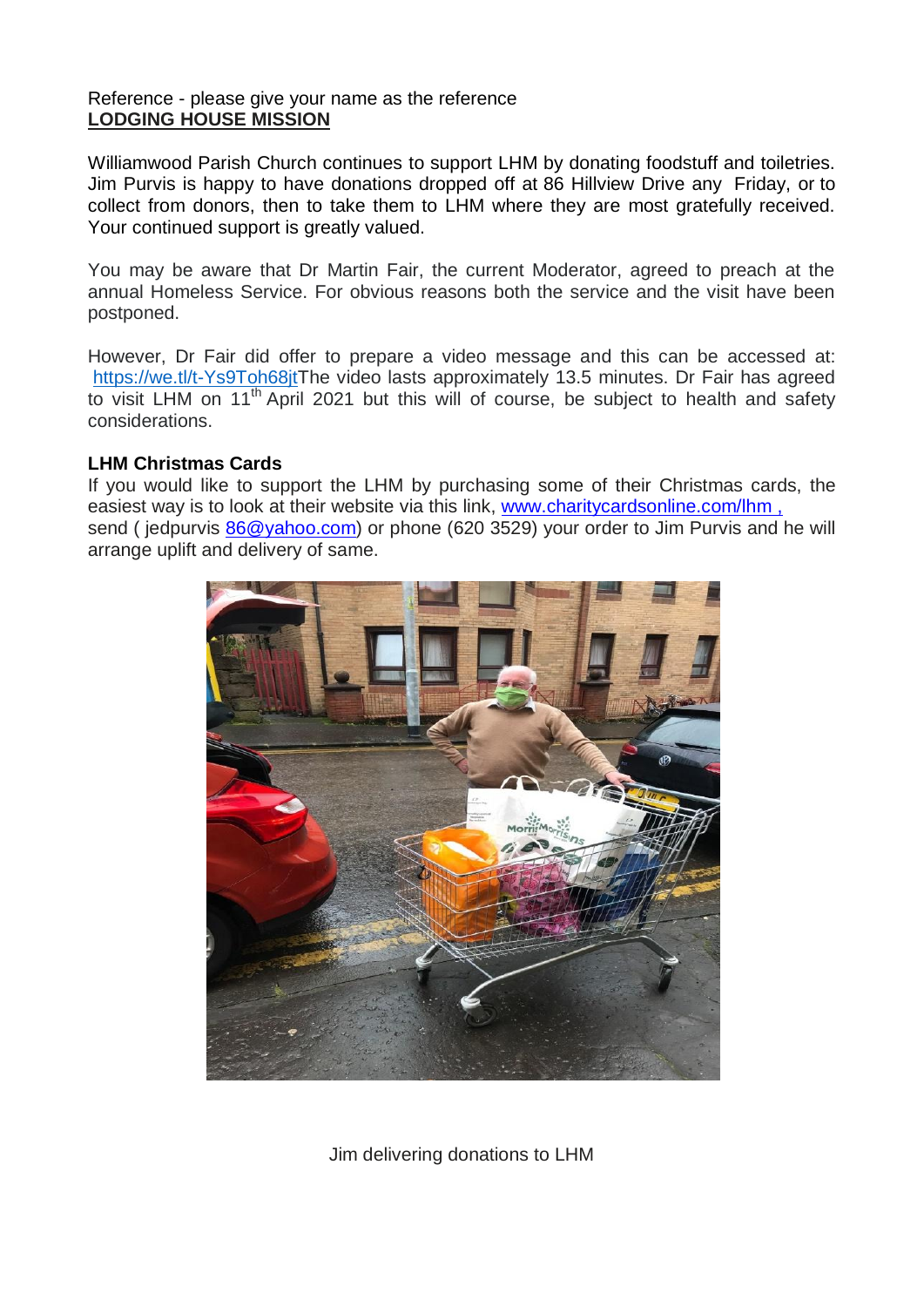Reference - please give your name as the reference

**LODGING HOUSE MISSION**

Williamwood Parish Church continues to support LHM by donating foodstuff and toiletries. Jim Purvis is happy to have donations dropped off at 86 Hillview Drive any Friday, or to collect from donors, then to take them to LHM where they are most gratefully received. Your continued support is greatly valued.

You may be aware that Dr Martin Fair, the current Moderator, agreed to preach at the annual Homeless Service. For obvious reasons both the service and the visit have been postponed.

However, Dr Fair did offer to prepare a video message and this can be accessed at: https://we.tl/t-Ys9Toh68jtThe video lasts approximately 13.5 minutes. Dr Fair has agreed to visit LHM on 11th April 2021 but this will of course, be subject to health and safety considerations.

**LHM Christmas Cards**

If you would like to support the LHM by purchasing some of their Christmas cards, the easiest way is to look at their website via this link, www.charitycardsonline.com/lhm , send ( jedpurvis 86@yahoo.com) or phone (620 3529) your order to Jim Purvis and he will arrange uplift and delivery of same.

Jim delivering donations to LHM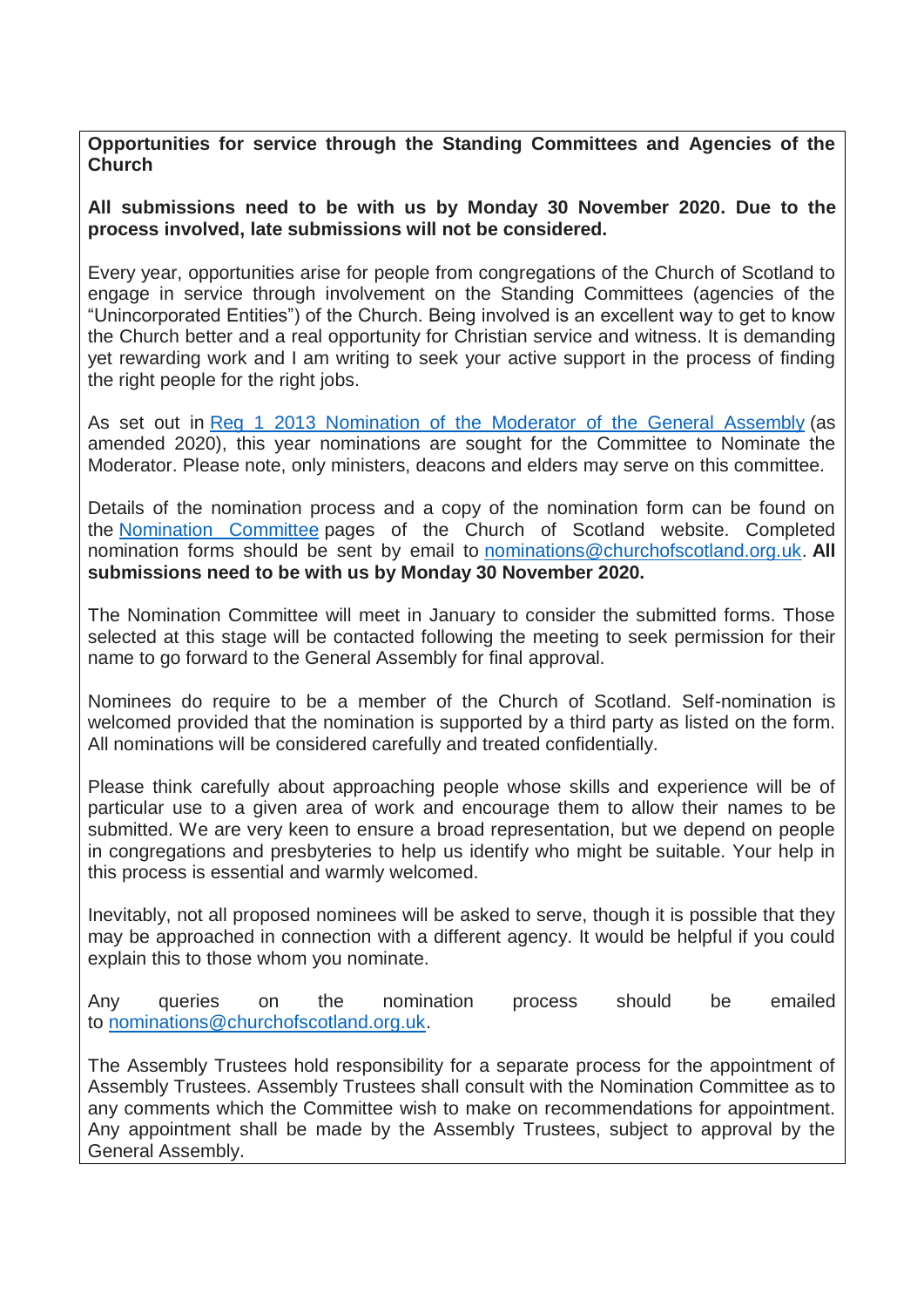**Opportunities for service through the Standing Committees and Agencies of the Church**

**All submissions need to be with us by Monday 30 November 2020. Due to the process involved, late submissions will not be considered.**

Every year, opportunities arise for people from congregations of the Church of Scotland to engage in service through involvement on the Standing Committees (agencies of the "Unincorporated Entities") of the Church. Being involved is an excellent way to get to know the Church better and a real opportunity for Christian service and witness. It is demanding yet rewarding work and I am writing to seek your active support in the process of finding the right people for the right jobs.

As set out in Reg 1 2013 Nomination of the Moderator of the General Assembly (as amended 2020), this year nominations are sought for the Committee to Nominate the Moderator. Please note, only ministers, deacons and elders may serve on this committee.

Details of the nomination process and a copy of the nomination form can be found on the Nomination Committee pages of the Church of Scotland website. Completed nomination forms should be sent by email to nominations@churchofscotland.org.uk. **All submissions need to be with us by Monday 30 November 2020.**

The Nomination Committee will meet in January to consider the submitted forms. Those selected at this stage will be contacted following the meeting to seek permission for their name to go forward to the General Assembly for final approval.

Nominees do require to be a member of the Church of Scotland. Self-nomination is welcomed provided that the nomination is supported by a third party as listed on the form. All nominations will be considered carefully and treated confidentially.

Please think carefully about approaching people whose skills and experience will be of particular use to a given area of work and encourage them to allow their names to be submitted. We are very keen to ensure a broad representation, but we depend on people in congregations and presbyteries to help us identify who might be suitable. Your help in this process is essential and warmly welcomed.

Inevitably, not all proposed nominees will be asked to serve, though it is possible that they may be approached in connection with a different agency. It would be helpful if you could explain this to those whom you nominate.

Any queries on the nomination process should be emailed to nominations@churchofscotland.org.uk.

The Assembly Trustees hold responsibility for a separate process for the appointment of Assembly Trustees. Assembly Trustees shall consult with the Nomination Committee as to any comments which the Committee wish to make on recommendations for appointment. Any appointment shall be made by the Assembly Trustees, subject to approval by the General Assembly.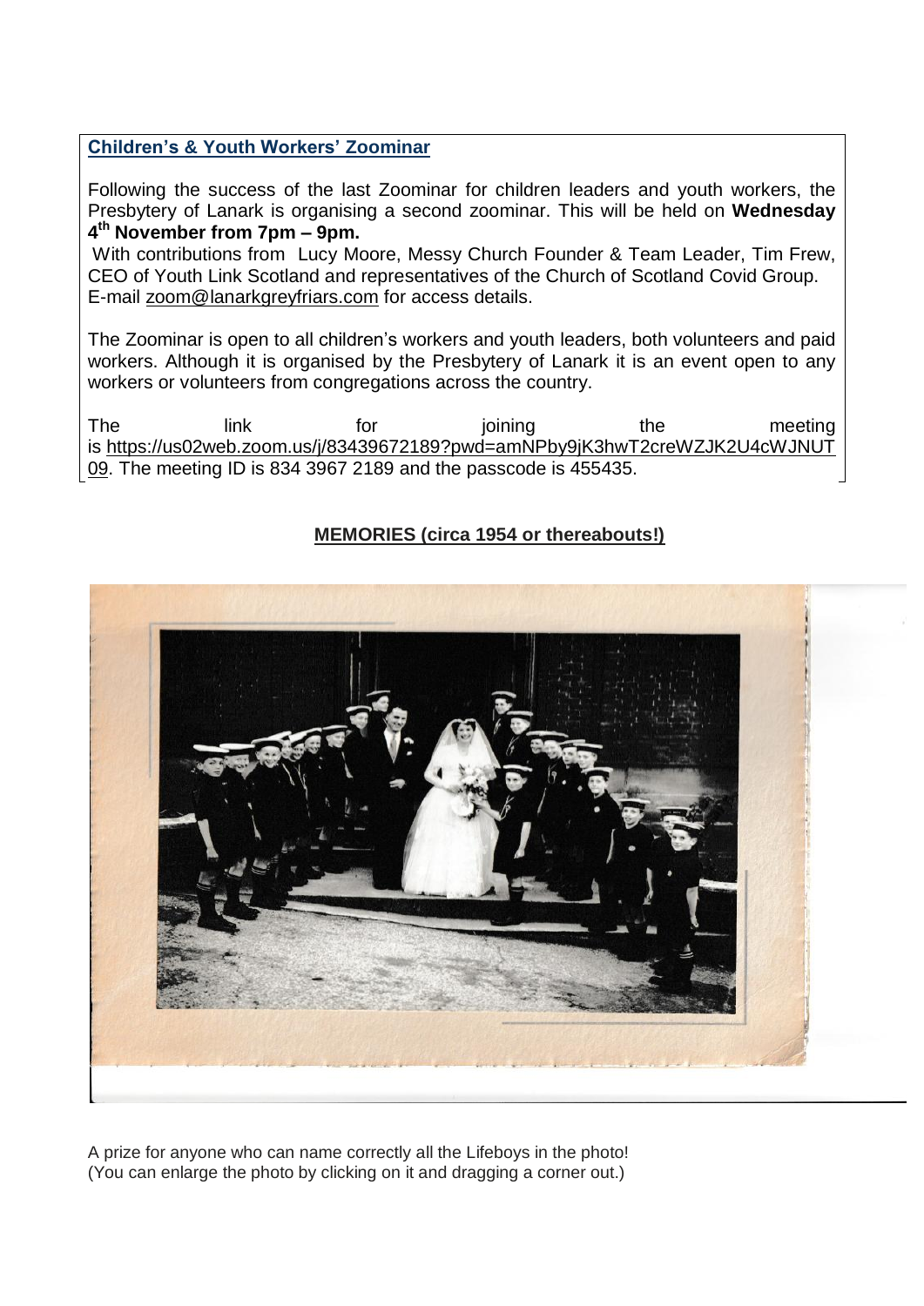## Children's & Youth Workers' Zoominar

Following the success of the last Zoominar for children leaders and youth workers, the Presbytery of Lanark is organising a second zoominar. This will be held on **Wednesday 4th November from 7pm – 9pm.**

With contributions from Lucy Moore, Messy Church Founder & Team Leader, Tim Frew, CEO of Youth Link Scotland and representatives of the Church of Scotland Covid Group. E-mail zoom@lanarkgreyfriars.com for access details.

The Zoominar is open to all children's workers and youth leaders, both volunteers and paid workers. Although it is organised by the Presbytery of Lanark it is an event open to any workers or volunteers from congregations across the country.

The link for joining the meeting is https://us02web.zoom.us/j/83439672189?pwd=amNPby9jK3hwT2creWZJK2U4cWJNUT09. The meeting ID is 834 3967 2189 and the passcode is 455435.

## MEMORIES (circa 1954 or thereabouts!)

A prize for anyone who can name correctly all the Lifeboys in the photo!
(You can enlarge the photo by clicking on it and dragging a corner out.)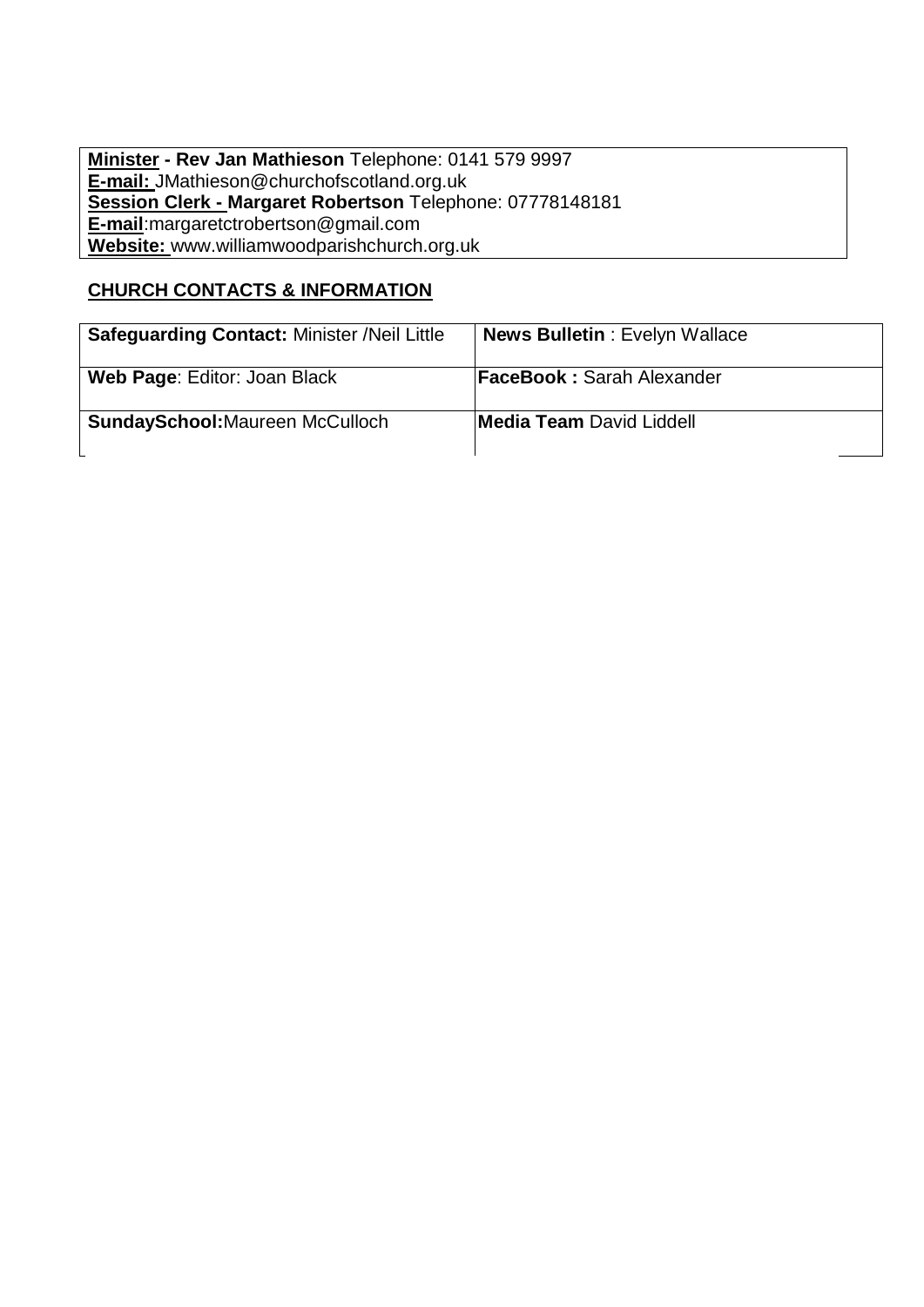**Minister - Rev Jan Mathieson** Telephone: 0141 579 9997
**E-mail:** JMathieson@churchofscotland.org.uk
**Session Clerk - Margaret Robertson** Telephone: 07778148181
**E-mail**:margaretctrobertson@gmail.com
**Website:** www.williamwoodparishchurch.org.uk

## CHURCH CONTACTS & INFORMATION

| | |
|---|---|
| **Safeguarding Contact:** Minister /Neil Little | **News Bulletin** : Evelyn Wallace |
| **Web Page**: Editor: Joan Black | **FaceBook :** Sarah Alexander |
| **SundaySchool:**Maureen McCulloch | **Media Team** David Liddell |